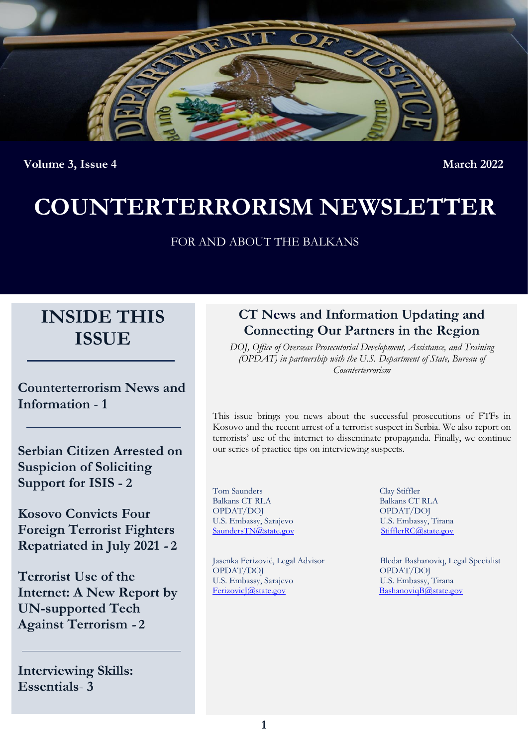Volume 3, Issue 4 — March 2022

# COUNTERTERRORISM NEWSLETTER

FOR AND ABOUT THE BALKANS

## INSIDE THIS ISSUE

**Counterterrorism News and Information - 1**

**Serbian Citizen Arrested on Suspicion of Soliciting Support for ISIS - 2**

**Kosovo Convicts Four Foreign Terrorist Fighters Repatriated in July 2021 - 2**

**Terrorist Use of the Internet: A New Report by UN-supported Tech Against Terrorism - 2**

**Interviewing Skills: Essentials- 3**

## CT News and Information Updating and Connecting Our Partners in the Region

*DOJ, Office of Overseas Prosecutorial Development, Assistance, and Training (OPDAT) in partnership with the U.S. Department of State, Bureau of Counterterrorism*

This issue brings you news about the successful prosecutions of FTFs in Kosovo and the recent arrest of a terrorist suspect in Serbia. We also report on terrorists' use of the internet to disseminate propaganda. Finally, we continue our series of practice tips on interviewing suspects.

Tom Saunders
Balkans CT RLA
OPDAT/DOJ
U.S. Embassy, Sarajevo
SaundersTN@state.gov

Clay Stiffler
Balkans CT RLA
OPDAT/DOJ
U.S. Embassy, Tirana
StifflerRC@state.gov

Jasenka Ferizović, Legal Advisor
OPDAT/DOJ
U.S. Embassy, Sarajevo
FerizovicJ@state.gov

Bledar Bashanoviq, Legal Specialist
OPDAT/DOJ
U.S. Embassy, Tirana
BashanoviqB@state.gov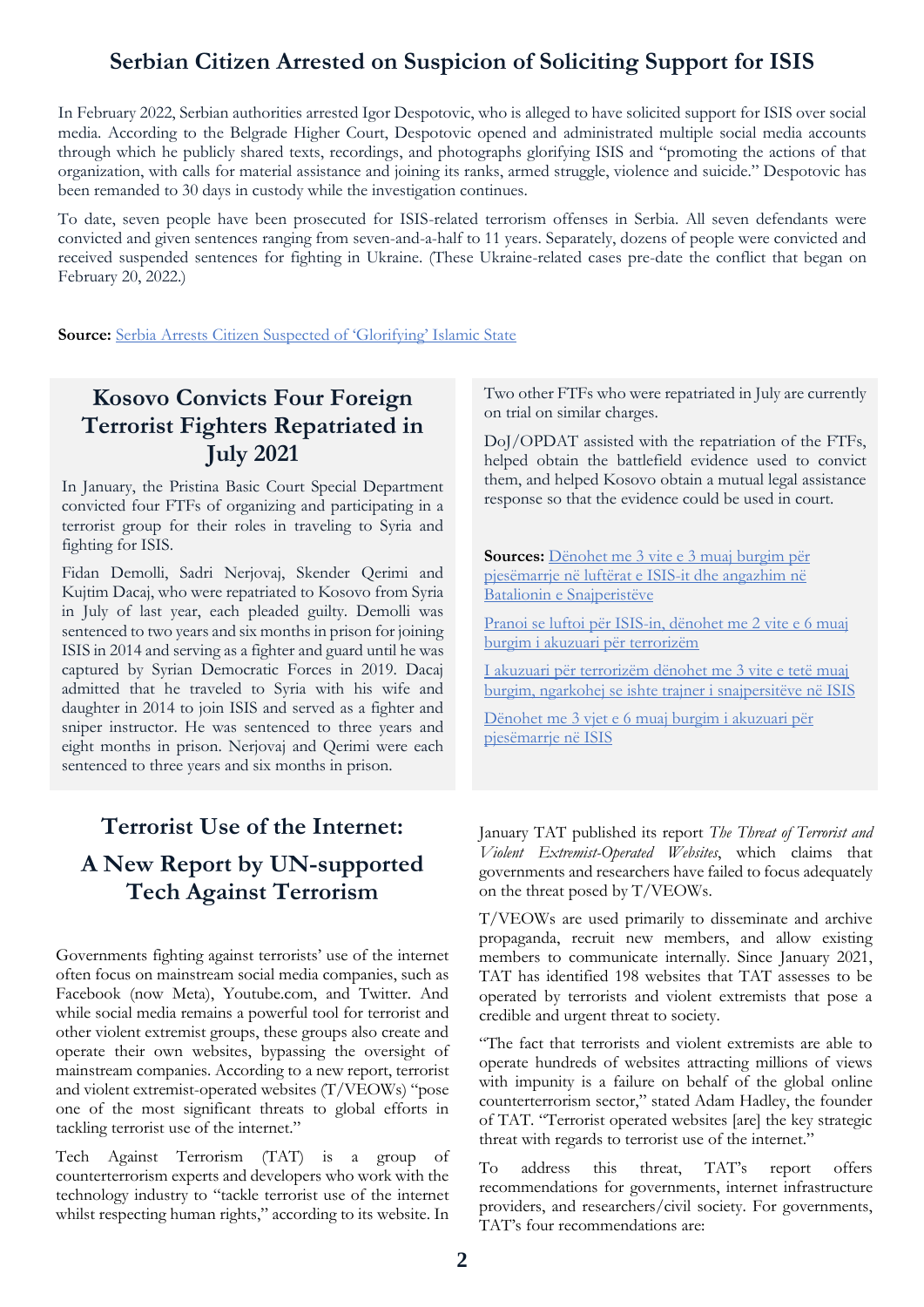## Serbian Citizen Arrested on Suspicion of Soliciting Support for ISIS

In February 2022, Serbian authorities arrested Igor Despotovic, who is alleged to have solicited support for ISIS over social media. According to the Belgrade Higher Court, Despotovic opened and administrated multiple social media accounts through which he publicly shared texts, recordings, and photographs glorifying ISIS and "promoting the actions of that organization, with calls for material assistance and joining its ranks, armed struggle, violence and suicide." Despotovic has been remanded to 30 days in custody while the investigation continues.

To date, seven people have been prosecuted for ISIS-related terrorism offenses in Serbia. All seven defendants were convicted and given sentences ranging from seven-and-a-half to 11 years. Separately, dozens of people were convicted and received suspended sentences for fighting in Ukraine. (These Ukraine-related cases pre-date the conflict that began on February 20, 2022.)

**Source:** [Serbia Arrests Citizen Suspected of 'Glorifying' Islamic State]()

## Kosovo Convicts Four Foreign Terrorist Fighters Repatriated in July 2021

In January, the Pristina Basic Court Special Department convicted four FTFs of organizing and participating in a terrorist group for their roles in traveling to Syria and fighting for ISIS.

Fidan Demolli, Sadri Nerjovaj, Skender Qerimi and Kujtim Dacaj, who were repatriated to Kosovo from Syria in July of last year, each pleaded guilty. Demolli was sentenced to two years and six months in prison for joining ISIS in 2014 and serving as a fighter and guard until he was captured by Syrian Democratic Forces in 2019. Dacaj admitted that he traveled to Syria with his wife and daughter in 2014 to join ISIS and served as a fighter and sniper instructor. He was sentenced to three years and eight months in prison. Nerjovaj and Qerimi were each sentenced to three years and six months in prison.

Two other FTFs who were repatriated in July are currently on trial on similar charges.

DoJ/OPDAT assisted with the repatriation of the FTFs, helped obtain the battlefield evidence used to convict them, and helped Kosovo obtain a mutual legal assistance response so that the evidence could be used in court.

**Sources:** [Dënohet me 3 vite e 3 muaj burgim për pjesëmarrje në luftërat e ISIS-it dhe angazhim në Batalionin e Snajperistëve]()

[Pranoi se luftoi për ISIS-in, dënohet me 2 vite e 6 muaj burgim i akuzuari për terrorizëm]()

[I akuzuari për terrorizëm dënohet me 3 vite e tetë muaj burgim, ngarkohej se ishte trajner i snajpersitëve në ISIS]()

[Dënohet me 3 vjet e 6 muaj burgim i akuzuari për pjesëmarrje në ISIS]()

## Terrorist Use of the Internet: A New Report by UN-supported Tech Against Terrorism

Governments fighting against terrorists' use of the internet often focus on mainstream social media companies, such as Facebook (now Meta), Youtube.com, and Twitter. And while social media remains a powerful tool for terrorist and other violent extremist groups, these groups also create and operate their own websites, bypassing the oversight of mainstream companies. According to a new report, terrorist and violent extremist-operated websites (T/VEOWs) "pose one of the most significant threats to global efforts in tackling terrorist use of the internet."

Tech Against Terrorism (TAT) is a group of counterterrorism experts and developers who work with the technology industry to "tackle terrorist use of the internet whilst respecting human rights," according to its website. In January TAT published its report *The Threat of Terrorist and Violent Extremist-Operated Websites*, which claims that governments and researchers have failed to focus adequately on the threat posed by T/VEOWs.

T/VEOWs are used primarily to disseminate and archive propaganda, recruit new members, and allow existing members to communicate internally. Since January 2021, TAT has identified 198 websites that TAT assesses to be operated by terrorists and violent extremists that pose a credible and urgent threat to society.

"The fact that terrorists and violent extremists are able to operate hundreds of websites attracting millions of views with impunity is a failure on behalf of the global online counterterrorism sector," stated Adam Hadley, the founder of TAT. "Terrorist operated websites [are] the key strategic threat with regards to terrorist use of the internet."

To address this threat, TAT's report offers recommendations for governments, internet infrastructure providers, and researchers/civil society. For governments, TAT's four recommendations are: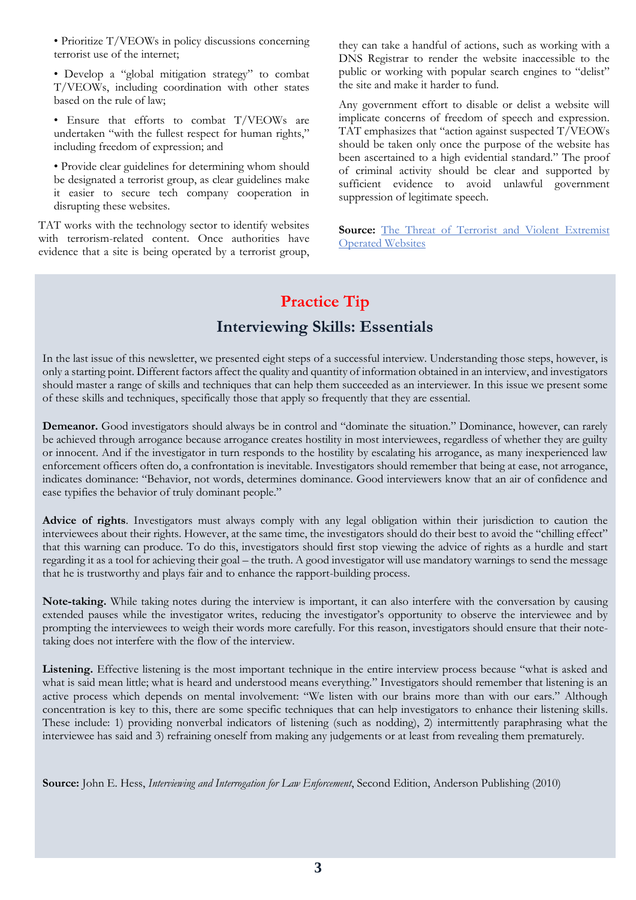- Prioritize T/VEOWs in policy discussions concerning terrorist use of the internet;
- Develop a "global mitigation strategy" to combat T/VEOWs, including coordination with other states based on the rule of law;
- Ensure that efforts to combat T/VEOWs are undertaken "with the fullest respect for human rights," including freedom of expression; and
- Provide clear guidelines for determining whom should be designated a terrorist group, as clear guidelines make it easier to secure tech company cooperation in disrupting these websites.

TAT works with the technology sector to identify websites with terrorism-related content. Once authorities have evidence that a site is being operated by a terrorist group, they can take a handful of actions, such as working with a DNS Registrar to render the website inaccessible to the public or working with popular search engines to "delist" the site and make it harder to fund.

Any government effort to disable or delist a website will implicate concerns of freedom of speech and expression. TAT emphasizes that "action against suspected T/VEOWs should be taken only once the purpose of the website has been ascertained to a high evidential standard." The proof of criminal activity should be clear and supported by sufficient evidence to avoid unlawful government suppression of legitimate speech.

**Source:** [The Threat of Terrorist and Violent Extremist Operated Websites]

## Practice Tip

### Interviewing Skills: Essentials

In the last issue of this newsletter, we presented eight steps of a successful interview. Understanding those steps, however, is only a starting point. Different factors affect the quality and quantity of information obtained in an interview, and investigators should master a range of skills and techniques that can help them succeeded as an interviewer. In this issue we present some of these skills and techniques, specifically those that apply so frequently that they are essential.

**Demeanor.** Good investigators should always be in control and "dominate the situation." Dominance, however, can rarely be achieved through arrogance because arrogance creates hostility in most interviewees, regardless of whether they are guilty or innocent. And if the investigator in turn responds to the hostility by escalating his arrogance, as many inexperienced law enforcement officers often do, a confrontation is inevitable. Investigators should remember that being at ease, not arrogance, indicates dominance: "Behavior, not words, determines dominance. Good interviewers know that an air of confidence and ease typifies the behavior of truly dominant people."

**Advice of rights**. Investigators must always comply with any legal obligation within their jurisdiction to caution the interviewees about their rights. However, at the same time, the investigators should do their best to avoid the "chilling effect" that this warning can produce. To do this, investigators should first stop viewing the advice of rights as a hurdle and start regarding it as a tool for achieving their goal – the truth. A good investigator will use mandatory warnings to send the message that he is trustworthy and plays fair and to enhance the rapport-building process.

**Note-taking.** While taking notes during the interview is important, it can also interfere with the conversation by causing extended pauses while the investigator writes, reducing the investigator's opportunity to observe the interviewee and by prompting the interviewees to weigh their words more carefully. For this reason, investigators should ensure that their note-taking does not interfere with the flow of the interview.

**Listening.** Effective listening is the most important technique in the entire interview process because "what is asked and what is said mean little; what is heard and understood means everything." Investigators should remember that listening is an active process which depends on mental involvement: "We listen with our brains more than with our ears." Although concentration is key to this, there are some specific techniques that can help investigators to enhance their listening skills. These include: 1) providing nonverbal indicators of listening (such as nodding), 2) intermittently paraphrasing what the interviewee has said and 3) refraining oneself from making any judgements or at least from revealing them prematurely.

**Source:** John E. Hess, *Interviewing and Interrogation for Law Enforcement*, Second Edition, Anderson Publishing (2010)